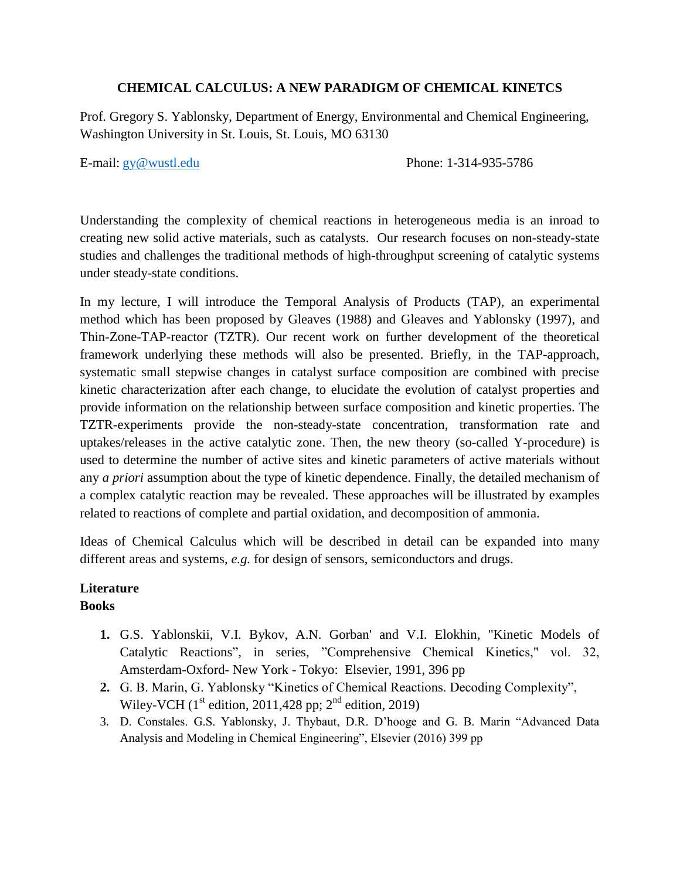# CHEMICAL CALCULUS: A NEW PARADIGM OF CHEMICAL KINETCS

Prof. Gregory S. Yablonsky, Department of Energy, Environmental and Chemical Engineering, Washington University in St. Louis, St. Louis, MO 63130

E-mail: gy@wustl.edu Phone: 1-314-935-5786

Understanding the complexity of chemical reactions in heterogeneous media is an inroad to creating new solid active materials, such as catalysts. Our research focuses on non-steady-state studies and challenges the traditional methods of high-throughput screening of catalytic systems under steady-state conditions.

In my lecture, I will introduce the Temporal Analysis of Products (TAP), an experimental method which has been proposed by Gleaves (1988) and Gleaves and Yablonsky (1997), and Thin-Zone-TAP-reactor (TZTR). Our recent work on further development of the theoretical framework underlying these methods will also be presented. Briefly, in the TAP-approach, systematic small stepwise changes in catalyst surface composition are combined with precise kinetic characterization after each change, to elucidate the evolution of catalyst properties and provide information on the relationship between surface composition and kinetic properties. The TZTR-experiments provide the non-steady-state concentration, transformation rate and uptakes/releases in the active catalytic zone. Then, the new theory (so-called Y-procedure) is used to determine the number of active sites and kinetic parameters of active materials without any *a priori* assumption about the type of kinetic dependence. Finally, the detailed mechanism of a complex catalytic reaction may be revealed. These approaches will be illustrated by examples related to reactions of complete and partial oxidation, and decomposition of ammonia.

Ideas of Chemical Calculus which will be described in detail can be expanded into many different areas and systems, *e.g.* for design of sensors, semiconductors and drugs.

## Literature

### Books

1. G.S. Yablonskii, V.I. Bykov, A.N. Gorban' and V.I. Elokhin, "Kinetic Models of Catalytic Reactions", in series, "Comprehensive Chemical Kinetics," vol. 32, Amsterdam-Oxford- New York - Tokyo: Elsevier, 1991, 396 pp
2. G. B. Marin, G. Yablonsky "Kinetics of Chemical Reactions. Decoding Complexity", Wiley-VCH (1st edition, 2011,428 pp; 2nd edition, 2019)
3. D. Constales. G.S. Yablonsky, J. Thybaut, D.R. D'hooge and G. B. Marin "Advanced Data Analysis and Modeling in Chemical Engineering", Elsevier (2016) 399 pp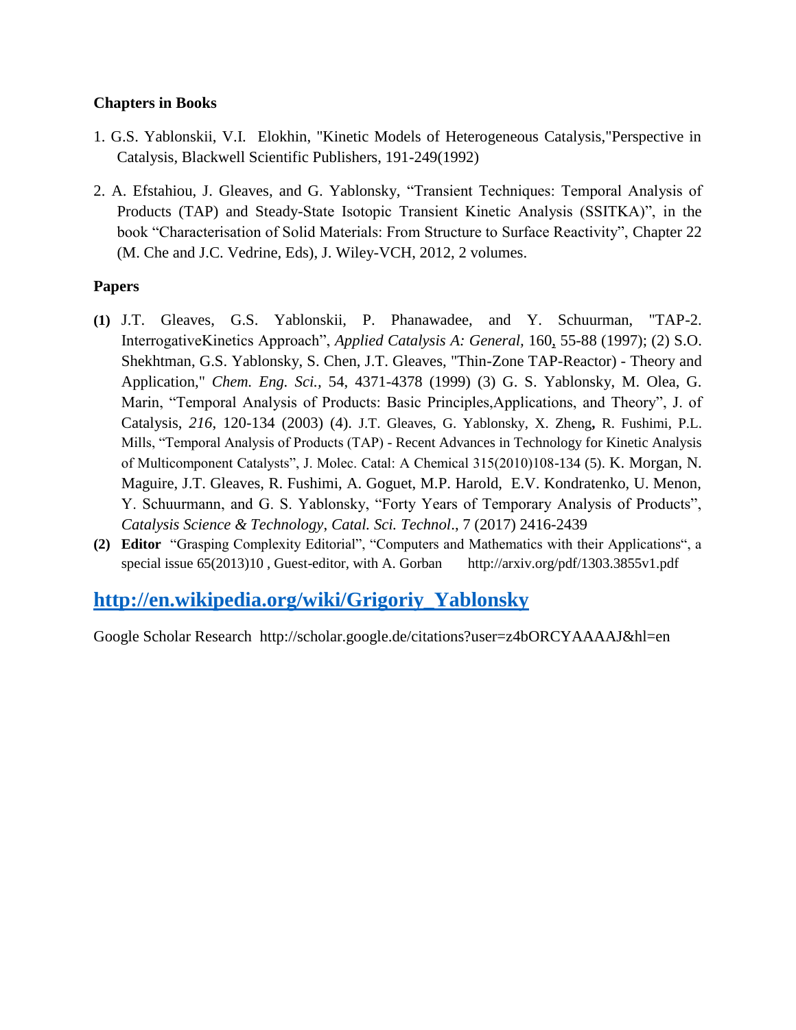**Chapters in Books**

1. G.S. Yablonskii, V.I. Elokhin, "Kinetic Models of Heterogeneous Catalysis,"Perspective in Catalysis, Blackwell Scientific Publishers, 191-249(1992)

2. A. Efstahiou, J. Gleaves, and G. Yablonsky, "Transient Techniques: Temporal Analysis of Products (TAP) and Steady-State Isotopic Transient Kinetic Analysis (SSITKA)", in the book "Characterisation of Solid Materials: From Structure to Surface Reactivity", Chapter 22 (M. Che and J.C. Vedrine, Eds), J. Wiley-VCH, 2012, 2 volumes.

**Papers**

**(1)** J.T. Gleaves, G.S. Yablonskii, P. Phanawadee, and Y. Schuurman, "TAP-2. InterrogativeKinetics Approach", *Applied Catalysis A: General*, 160, 55-88 (1997); (2) S.O. Shekhtman, G.S. Yablonsky, S. Chen, J.T. Gleaves, "Thin-Zone TAP-Reactor) - Theory and Application," *Chem. Eng. Sci.*, 54, 4371-4378 (1999) (3) G. S. Yablonsky, M. Olea, G. Marin, "Temporal Analysis of Products: Basic Principles,Applications, and Theory", J. of Catalysis, *216*, 120-134 (2003) (4). J.T. Gleaves, G. Yablonsky, X. Zheng**,** R. Fushimi, P.L. Mills, "Temporal Analysis of Products (TAP) - Recent Advances in Technology for Kinetic Analysis of Multicomponent Catalysts", J. Molec. Catal: A Chemical 315(2010)108-134 (5). K. Morgan, N. Maguire, J.T. Gleaves, R. Fushimi, A. Goguet, M.P. Harold, E.V. Kondratenko, U. Menon, Y. Schuurmann, and G. S. Yablonsky, "Forty Years of Temporary Analysis of Products", *Catalysis Science & Technology*, *Catal. Sci. Technol*., 7 (2017) 2416-2439

**(2)** **Editor** "Grasping Complexity Editorial", "Computers and Mathematics with their Applications", a special issue 65(2013)10 , Guest-editor, with A. Gorban http://arxiv.org/pdf/1303.3855v1.pdf

## [http://en.wikipedia.org/wiki/Grigoriy_Yablonsky](http://en.wikipedia.org/wiki/Grigoriy_Yablonsky)

Google Scholar Research http://scholar.google.de/citations?user=z4bORCYAAAAJ&hl=en